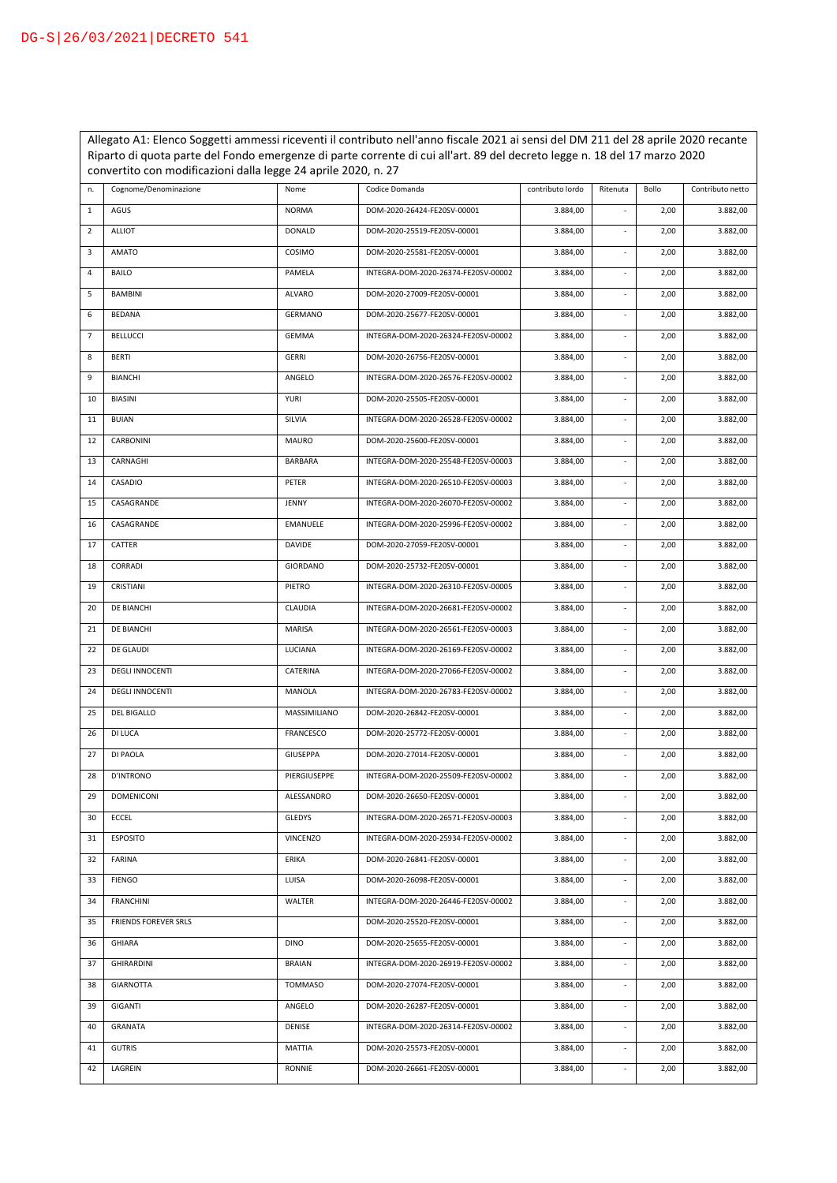DG-S|26/03/2021|DECRETO 541

Allegato A1: Elenco Soggetti ammessi riceventi il contributo nell'anno fiscale 2021 ai sensi del DM 211 del 28 aprile 2020 recante Riparto di quota parte del Fondo emergenze di parte corrente di cui all'art. 89 del decreto legge n. 18 del 17 marzo 2020 convertito con modificazioni dalla legge 24 aprile 2020, n. 27

| n. | Cognome/Denominazione | Nome | Codice Domanda | contributo lordo | Ritenuta | Bollo | Contributo netto |
|---|---|---|---|---|---|---|---|
| 1 | AGUS | NORMA | DOM-2020-26424-FE20SV-00001 | 3.884,00 | - | 2,00 | 3.882,00 |
| 2 | ALLIOT | DONALD | DOM-2020-25519-FE20SV-00001 | 3.884,00 | - | 2,00 | 3.882,00 |
| 3 | AMATO | COSIMO | DOM-2020-25581-FE20SV-00001 | 3.884,00 | - | 2,00 | 3.882,00 |
| 4 | BAILO | PAMELA | INTEGRA-DOM-2020-26374-FE20SV-00002 | 3.884,00 | - | 2,00 | 3.882,00 |
| 5 | BAMBINI | ALVARO | DOM-2020-27009-FE20SV-00001 | 3.884,00 | - | 2,00 | 3.882,00 |
| 6 | BEDANA | GERMANO | DOM-2020-25677-FE20SV-00001 | 3.884,00 | - | 2,00 | 3.882,00 |
| 7 | BELLUCCI | GEMMA | INTEGRA-DOM-2020-26324-FE20SV-00002 | 3.884,00 | - | 2,00 | 3.882,00 |
| 8 | BERTI | GERRI | DOM-2020-26756-FE20SV-00001 | 3.884,00 | - | 2,00 | 3.882,00 |
| 9 | BIANCHI | ANGELO | INTEGRA-DOM-2020-26576-FE20SV-00002 | 3.884,00 | - | 2,00 | 3.882,00 |
| 10 | BIASINI | YURI | DOM-2020-25505-FE20SV-00001 | 3.884,00 | - | 2,00 | 3.882,00 |
| 11 | BUIAN | SILVIA | INTEGRA-DOM-2020-26528-FE20SV-00002 | 3.884,00 | - | 2,00 | 3.882,00 |
| 12 | CARBONINI | MAURO | DOM-2020-25600-FE20SV-00001 | 3.884,00 | - | 2,00 | 3.882,00 |
| 13 | CARNAGHI | BARBARA | INTEGRA-DOM-2020-25548-FE20SV-00003 | 3.884,00 | - | 2,00 | 3.882,00 |
| 14 | CASADIO | PETER | INTEGRA-DOM-2020-26510-FE20SV-00003 | 3.884,00 | - | 2,00 | 3.882,00 |
| 15 | CASAGRANDE | JENNY | INTEGRA-DOM-2020-26070-FE20SV-00002 | 3.884,00 | - | 2,00 | 3.882,00 |
| 16 | CASAGRANDE | EMANUELE | INTEGRA-DOM-2020-25996-FE20SV-00002 | 3.884,00 | - | 2,00 | 3.882,00 |
| 17 | CATTER | DAVIDE | DOM-2020-27059-FE20SV-00001 | 3.884,00 | - | 2,00 | 3.882,00 |
| 18 | CORRADI | GIORDANO | DOM-2020-25732-FE20SV-00001 | 3.884,00 | - | 2,00 | 3.882,00 |
| 19 | CRISTIANI | PIETRO | INTEGRA-DOM-2020-26310-FE20SV-00005 | 3.884,00 | - | 2,00 | 3.882,00 |
| 20 | DE BIANCHI | CLAUDIA | INTEGRA-DOM-2020-26681-FE20SV-00002 | 3.884,00 | - | 2,00 | 3.882,00 |
| 21 | DE BIANCHI | MARISA | INTEGRA-DOM-2020-26561-FE20SV-00003 | 3.884,00 | - | 2,00 | 3.882,00 |
| 22 | DE GLAUDI | LUCIANA | INTEGRA-DOM-2020-26169-FE20SV-00002 | 3.884,00 | - | 2,00 | 3.882,00 |
| 23 | DEGLI INNOCENTI | CATERINA | INTEGRA-DOM-2020-27066-FE20SV-00002 | 3.884,00 | - | 2,00 | 3.882,00 |
| 24 | DEGLI INNOCENTI | MANOLA | INTEGRA-DOM-2020-26783-FE20SV-00002 | 3.884,00 | - | 2,00 | 3.882,00 |
| 25 | DEL BIGALLO | MASSIMILIANO | DOM-2020-26842-FE20SV-00001 | 3.884,00 | - | 2,00 | 3.882,00 |
| 26 | DI LUCA | FRANCESCO | DOM-2020-25772-FE20SV-00001 | 3.884,00 | - | 2,00 | 3.882,00 |
| 27 | DI PAOLA | GIUSEPPA | DOM-2020-27014-FE20SV-00001 | 3.884,00 | - | 2,00 | 3.882,00 |
| 28 | D'INTRONO | PIERGIUSEPPE | INTEGRA-DOM-2020-25509-FE20SV-00002 | 3.884,00 | - | 2,00 | 3.882,00 |
| 29 | DOMENICONI | ALESSANDRO | DOM-2020-26650-FE20SV-00001 | 3.884,00 | - | 2,00 | 3.882,00 |
| 30 | ECCEL | GLEDYS | INTEGRA-DOM-2020-26571-FE20SV-00003 | 3.884,00 | - | 2,00 | 3.882,00 |
| 31 | ESPOSITO | VINCENZO | INTEGRA-DOM-2020-25934-FE20SV-00002 | 3.884,00 | - | 2,00 | 3.882,00 |
| 32 | FARINA | ERIKA | DOM-2020-26841-FE20SV-00001 | 3.884,00 | - | 2,00 | 3.882,00 |
| 33 | FIENGO | LUISA | DOM-2020-26098-FE20SV-00001 | 3.884,00 | - | 2,00 | 3.882,00 |
| 34 | FRANCHINI | WALTER | INTEGRA-DOM-2020-26446-FE20SV-00002 | 3.884,00 | - | 2,00 | 3.882,00 |
| 35 | FRIENDS FOREVER SRLS | | DOM-2020-25520-FE20SV-00001 | 3.884,00 | - | 2,00 | 3.882,00 |
| 36 | GHIARA | DINO | DOM-2020-25655-FE20SV-00001 | 3.884,00 | - | 2,00 | 3.882,00 |
| 37 | GHIRARDINI | BRAIAN | INTEGRA-DOM-2020-26919-FE20SV-00002 | 3.884,00 | - | 2,00 | 3.882,00 |
| 38 | GIARNOTTA | TOMMASO | DOM-2020-27074-FE20SV-00001 | 3.884,00 | - | 2,00 | 3.882,00 |
| 39 | GIGANTI | ANGELO | DOM-2020-26287-FE20SV-00001 | 3.884,00 | - | 2,00 | 3.882,00 |
| 40 | GRANATA | DENISE | INTEGRA-DOM-2020-26314-FE20SV-00002 | 3.884,00 | - | 2,00 | 3.882,00 |
| 41 | GUTRIS | MATTIA | DOM-2020-25573-FE20SV-00001 | 3.884,00 | - | 2,00 | 3.882,00 |
| 42 | LAGREIN | RONNIE | DOM-2020-26661-FE20SV-00001 | 3.884,00 | - | 2,00 | 3.882,00 |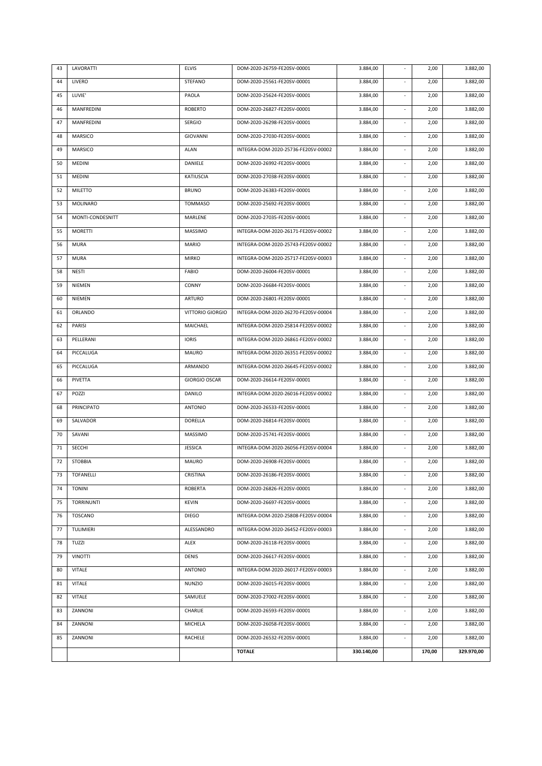| | | | | | | | |
|---|---|---|---|---|---|---|---|
| 43 | LAVORATTI | ELVIS | DOM-2020-26759-FE20SV-00001 | 3.884,00 | - | 2,00 | 3.882,00 |
| 44 | LIVERO | STEFANO | DOM-2020-25561-FE20SV-00001 | 3.884,00 | - | 2,00 | 3.882,00 |
| 45 | LUVIE' | PAOLA | DOM-2020-25624-FE20SV-00001 | 3.884,00 | - | 2,00 | 3.882,00 |
| 46 | MANFREDINI | ROBERTO | DOM-2020-26827-FE20SV-00001 | 3.884,00 | - | 2,00 | 3.882,00 |
| 47 | MANFREDINI | SERGIO | DOM-2020-26298-FE20SV-00001 | 3.884,00 | - | 2,00 | 3.882,00 |
| 48 | MARSICO | GIOVANNI | DOM-2020-27030-FE20SV-00001 | 3.884,00 | - | 2,00 | 3.882,00 |
| 49 | MARSICO | ALAN | INTEGRA-DOM-2020-25736-FE20SV-00002 | 3.884,00 | - | 2,00 | 3.882,00 |
| 50 | MEDINI | DANIELE | DOM-2020-26992-FE20SV-00001 | 3.884,00 | - | 2,00 | 3.882,00 |
| 51 | MEDINI | KATIUSCIA | DOM-2020-27038-FE20SV-00001 | 3.884,00 | - | 2,00 | 3.882,00 |
| 52 | MILETTO | BRUNO | DOM-2020-26383-FE20SV-00001 | 3.884,00 | - | 2,00 | 3.882,00 |
| 53 | MOLINARO | TOMMASO | DOM-2020-25692-FE20SV-00001 | 3.884,00 | - | 2,00 | 3.882,00 |
| 54 | MONTI-CONDESNITT | MARLENE | DOM-2020-27035-FE20SV-00001 | 3.884,00 | - | 2,00 | 3.882,00 |
| 55 | MORETTI | MASSIMO | INTEGRA-DOM-2020-26171-FE20SV-00002 | 3.884,00 | - | 2,00 | 3.882,00 |
| 56 | MURA | MARIO | INTEGRA-DOM-2020-25743-FE20SV-00002 | 3.884,00 | - | 2,00 | 3.882,00 |
| 57 | MURA | MIRKO | INTEGRA-DOM-2020-25717-FE20SV-00003 | 3.884,00 | - | 2,00 | 3.882,00 |
| 58 | NESTI | FABIO | DOM-2020-26004-FE20SV-00001 | 3.884,00 | - | 2,00 | 3.882,00 |
| 59 | NIEMEN | CONNY | DOM-2020-26684-FE20SV-00001 | 3.884,00 | - | 2,00 | 3.882,00 |
| 60 | NIEMEN | ARTURO | DOM-2020-26801-FE20SV-00001 | 3.884,00 | - | 2,00 | 3.882,00 |
| 61 | ORLANDO | VITTORIO GIORGIO | INTEGRA-DOM-2020-26270-FE20SV-00004 | 3.884,00 | - | 2,00 | 3.882,00 |
| 62 | PARISI | MAICHAEL | INTEGRA-DOM-2020-25814-FE20SV-00002 | 3.884,00 | - | 2,00 | 3.882,00 |
| 63 | PELLERANI | IORIS | INTEGRA-DOM-2020-26861-FE20SV-00002 | 3.884,00 | - | 2,00 | 3.882,00 |
| 64 | PICCALUGA | MAURO | INTEGRA-DOM-2020-26351-FE20SV-00002 | 3.884,00 | - | 2,00 | 3.882,00 |
| 65 | PICCALUGA | ARMANDO | INTEGRA-DOM-2020-26645-FE20SV-00002 | 3.884,00 | - | 2,00 | 3.882,00 |
| 66 | PIVETTA | GIORGIO OSCAR | DOM-2020-26614-FE20SV-00001 | 3.884,00 | - | 2,00 | 3.882,00 |
| 67 | POZZI | DANILO | INTEGRA-DOM-2020-26016-FE20SV-00002 | 3.884,00 | - | 2,00 | 3.882,00 |
| 68 | PRINCIPATO | ANTONIO | DOM-2020-26533-FE20SV-00001 | 3.884,00 | - | 2,00 | 3.882,00 |
| 69 | SALVADOR | DORELLA | DOM-2020-26814-FE20SV-00001 | 3.884,00 | - | 2,00 | 3.882,00 |
| 70 | SAVANI | MASSIMO | DOM-2020-25741-FE20SV-00001 | 3.884,00 | - | 2,00 | 3.882,00 |
| 71 | SECCHI | JESSICA | INTEGRA-DOM-2020-26056-FE20SV-00004 | 3.884,00 | - | 2,00 | 3.882,00 |
| 72 | STOBBIA | MAURO | DOM-2020-26908-FE20SV-00001 | 3.884,00 | - | 2,00 | 3.882,00 |
| 73 | TOFANELLI | CRISTINA | DOM-2020-26186-FE20SV-00001 | 3.884,00 | - | 2,00 | 3.882,00 |
| 74 | TONINI | ROBERTA | DOM-2020-26826-FE20SV-00001 | 3.884,00 | - | 2,00 | 3.882,00 |
| 75 | TORRINUNTI | KEVIN | DOM-2020-26697-FE20SV-00001 | 3.884,00 | - | 2,00 | 3.882,00 |
| 76 | TOSCANO | DIEGO | INTEGRA-DOM-2020-25808-FE20SV-00004 | 3.884,00 | - | 2,00 | 3.882,00 |
| 77 | TULIMIERI | ALESSANDRO | INTEGRA-DOM-2020-26452-FE20SV-00003 | 3.884,00 | - | 2,00 | 3.882,00 |
| 78 | TUZZI | ALEX | DOM-2020-26118-FE20SV-00001 | 3.884,00 | - | 2,00 | 3.882,00 |
| 79 | VINOTTI | DENIS | DOM-2020-26617-FE20SV-00001 | 3.884,00 | - | 2,00 | 3.882,00 |
| 80 | VITALE | ANTONIO | INTEGRA-DOM-2020-26017-FE20SV-00003 | 3.884,00 | - | 2,00 | 3.882,00 |
| 81 | VITALE | NUNZIO | DOM-2020-26015-FE20SV-00001 | 3.884,00 | - | 2,00 | 3.882,00 |
| 82 | VITALE | SAMUELE | DOM-2020-27002-FE20SV-00001 | 3.884,00 | - | 2,00 | 3.882,00 |
| 83 | ZANNONI | CHARLIE | DOM-2020-26593-FE20SV-00001 | 3.884,00 | - | 2,00 | 3.882,00 |
| 84 | ZANNONI | MICHELA | DOM-2020-26058-FE20SV-00001 | 3.884,00 | - | 2,00 | 3.882,00 |
| 85 | ZANNONI | RACHELE | DOM-2020-26532-FE20SV-00001 | 3.884,00 | - | 2,00 | 3.882,00 |
| | | | **TOTALE** | **330.140,00** | | **170,00** | **329.970,00** |